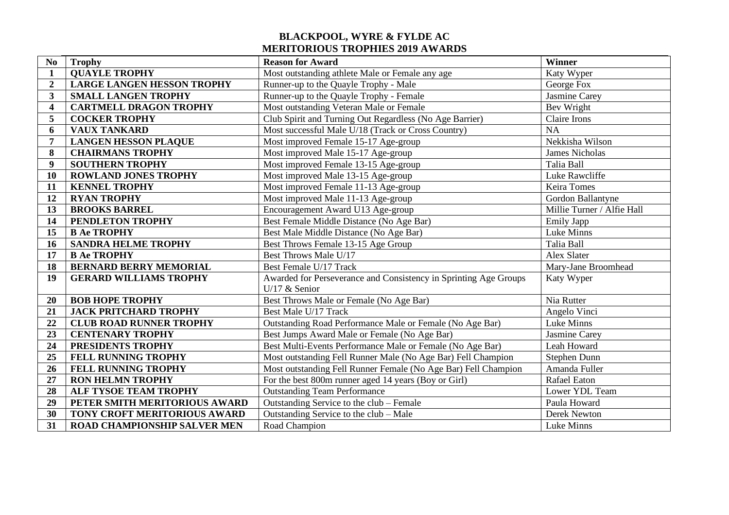# BLACKPOOL, WYRE & FYLDE AC
## MERITORIOUS TROPHIES 2019 AWARDS

| No | Trophy | Reason for Award | Winner |
|---|---|---|---|
| 1 | **QUAYLE TROPHY** | Most outstanding athlete Male or Female any age | Katy Wyper |
| 2 | **LARGE LANGEN HESSON TROPHY** | Runner-up to the Quayle Trophy - Male | George Fox |
| 3 | **SMALL LANGEN TROPHY** | Runner-up to the Quayle Trophy - Female | Jasmine Carey |
| 4 | **CARTMELL DRAGON TROPHY** | Most outstanding Veteran Male or Female | Bev Wright |
| 5 | **COCKER TROPHY** | Club Spirit and Turning Out Regardless (No Age Barrier) | Claire Irons |
| 6 | **VAUX TANKARD** | Most successful Male U/18 (Track or Cross Country) | NA |
| 7 | **LANGEN HESSON PLAQUE** | Most improved Female 15-17 Age-group | Nekkisha Wilson |
| 8 | **CHAIRMANS TROPHY** | Most improved Male 15-17 Age-group | James Nicholas |
| 9 | **SOUTHERN TROPHY** | Most improved Female 13-15 Age-group | Talia Ball |
| 10 | **ROWLAND JONES TROPHY** | Most improved Male 13-15 Age-group | Luke Rawcliffe |
| 11 | **KENNEL TROPHY** | Most improved Female 11-13 Age-group | Keira Tomes |
| 12 | **RYAN TROPHY** | Most improved Male 11-13 Age-group | Gordon Ballantyne |
| 13 | **BROOKS BARREL** | Encouragement Award U13 Age-group | Millie Turner / Alfie Hall |
| 14 | **PENDLETON TROPHY** | Best Female Middle Distance (No Age Bar) | Emily Japp |
| 15 | **B Ae TROPHY** | Best Male Middle Distance (No Age Bar) | Luke Minns |
| 16 | **SANDRA HELME TROPHY** | Best Throws Female 13-15 Age Group | Talia Ball |
| 17 | **B Ae TROPHY** | Best Throws Male U/17 | Alex Slater |
| 18 | **BERNARD BERRY MEMORIAL** | Best Female U/17 Track | Mary-Jane Broomhead |
| 19 | **GERARD WILLIAMS TROPHY** | Awarded for Perseverance and Consistency in Sprinting Age Groups U/17 & Senior | Katy Wyper |
| 20 | **BOB HOPE TROPHY** | Best Throws Male or Female (No Age Bar) | Nia Rutter |
| 21 | **JACK PRITCHARD TROPHY** | Best Male U/17 Track | Angelo Vinci |
| 22 | **CLUB ROAD RUNNER TROPHY** | Outstanding Road Performance Male or Female (No Age Bar) | Luke Minns |
| 23 | **CENTENARY TROPHY** | Best Jumps Award Male or Female (No Age Bar) | Jasmine Carey |
| 24 | **PRESIDENTS TROPHY** | Best Multi-Events Performance Male or Female (No Age Bar) | Leah Howard |
| 25 | **FELL RUNNING TROPHY** | Most outstanding Fell Runner Male (No Age Bar) Fell Champion | Stephen Dunn |
| 26 | **FELL RUNNING TROPHY** | Most outstanding Fell Runner Female (No Age Bar) Fell Champion | Amanda Fuller |
| 27 | **RON HELMN TROPHY** | For the best 800m runner aged 14 years (Boy or Girl) | Rafael Eaton |
| 28 | **ALF TYSOE TEAM TROPHY** | Outstanding Team Performance | Lower YDL Team |
| 29 | **PETER SMITH MERITORIOUS AWARD** | Outstanding Service to the club – Female | Paula Howard |
| 30 | **TONY CROFT MERITORIOUS AWARD** | Outstanding Service to the club – Male | Derek Newton |
| 31 | **ROAD CHAMPIONSHIP SALVER MEN** | Road Champion | Luke Minns |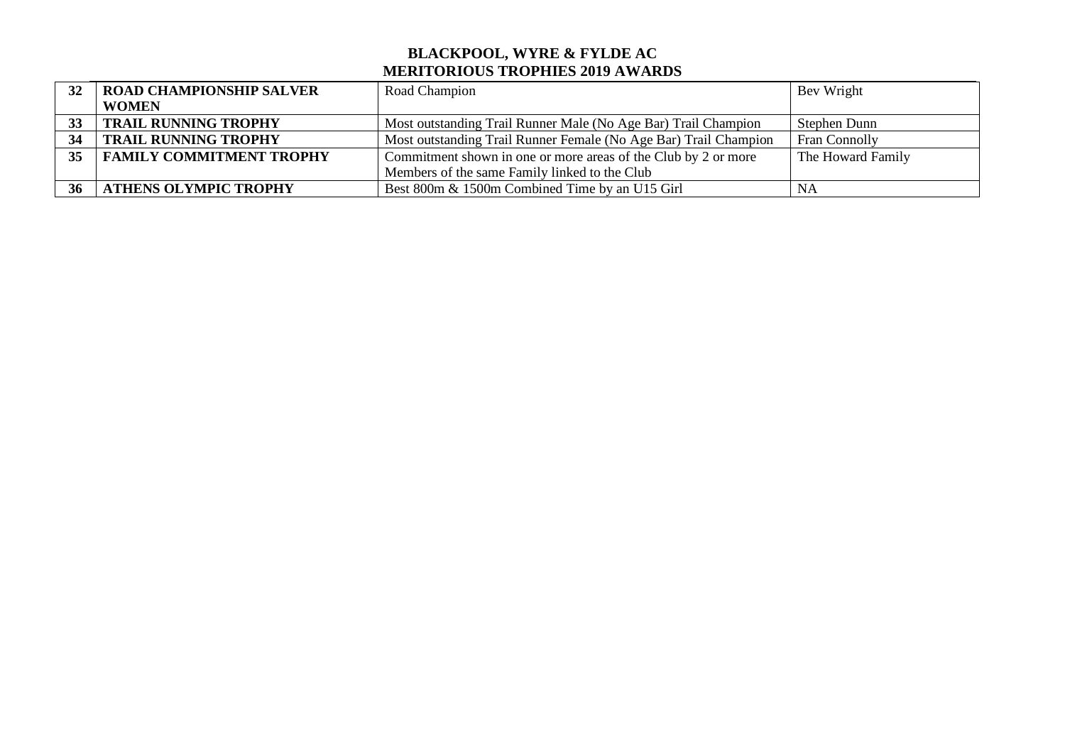**BLACKPOOL, WYRE & FYLDE AC**
**MERITORIOUS TROPHIES 2019 AWARDS**

| | | | |
|---|---|---|---|
| **32** | **ROAD CHAMPIONSHIP SALVER WOMEN** | Road Champion | Bev Wright |
| **33** | **TRAIL RUNNING TROPHY** | Most outstanding Trail Runner Male (No Age Bar) Trail Champion | Stephen Dunn |
| **34** | **TRAIL RUNNING TROPHY** | Most outstanding Trail Runner Female (No Age Bar) Trail Champion | Fran Connolly |
| **35** | **FAMILY COMMITMENT TROPHY** | Commitment shown in one or more areas of the Club by 2 or more Members of the same Family linked to the Club | The Howard Family |
| **36** | **ATHENS OLYMPIC TROPHY** | Best 800m & 1500m Combined Time by an U15 Girl | NA |